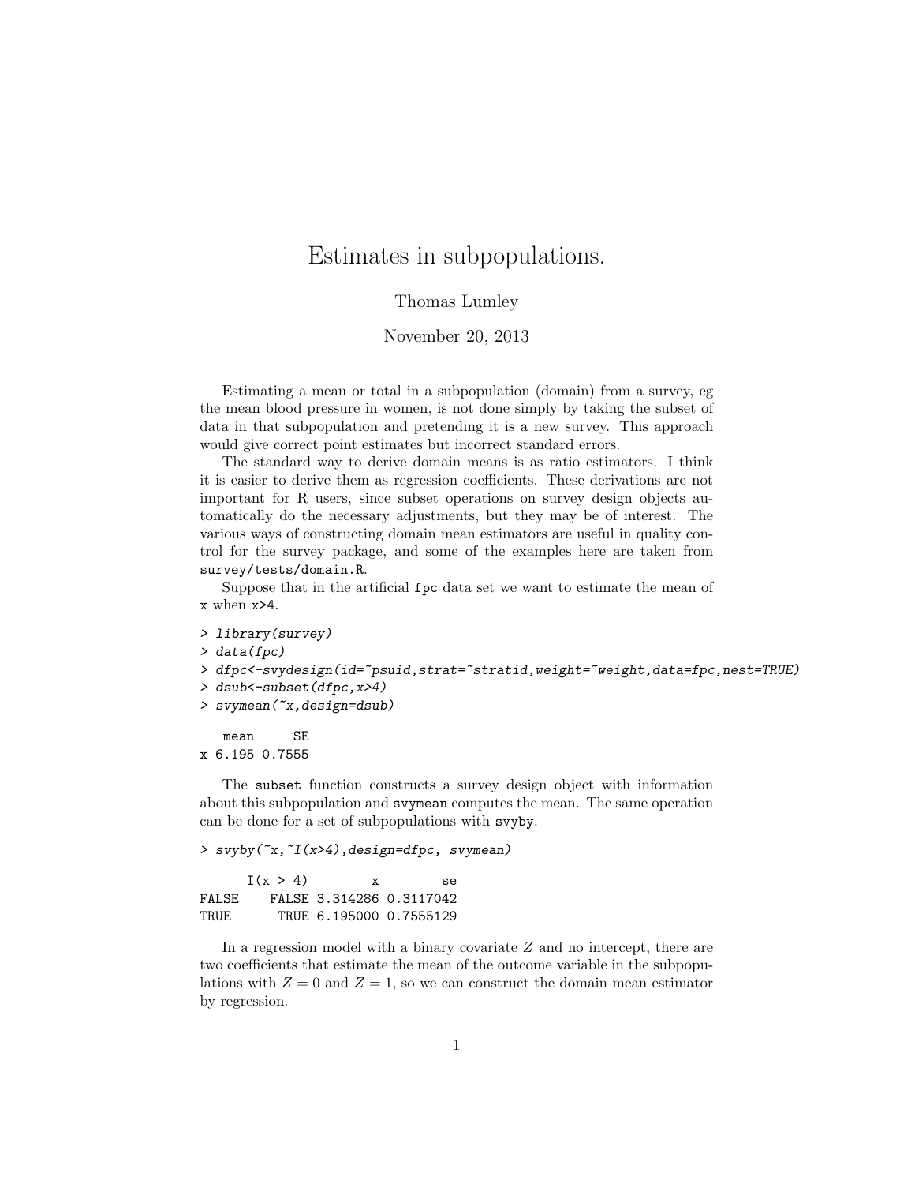# Estimates in subpopulations.

Thomas Lumley

November 20, 2013

Estimating a mean or total in a subpopulation (domain) from a survey, eg the mean blood pressure in women, is not done simply by taking the subset of data in that subpopulation and pretending it is a new survey. This approach would give correct point estimates but incorrect standard errors.

The standard way to derive domain means is as ratio estimators. I think it is easier to derive them as regression coefficients. These derivations are not important for R users, since subset operations on survey design objects automatically do the necessary adjustments, but they may be of interest. The various ways of constructing domain mean estimators are useful in quality control for the survey package, and some of the examples here are taken from `survey/tests/domain.R`.

Suppose that in the artificial `fpc` data set we want to estimate the mean of `x` when `x>4`.

```
> library(survey)
> data(fpc)
> dfpc<-svydesign(id=~psuid,strat=~stratid,weight=~weight,data=fpc,nest=TRUE)
> dsub<-subset(dfpc,x>4)
> svymean(~x,design=dsub)

   mean     SE
x 6.195 0.7555
```

The `subset` function constructs a survey design object with information about this subpopulation and `svymean` computes the mean. The same operation can be done for a set of subpopulations with `svyby`.

```
> svyby(~x,~I(x>4),design=dfpc, svymean)

      I(x > 4)        x        se
FALSE    FALSE 3.314286 0.3117042
TRUE      TRUE 6.195000 0.7555129
```

In a regression model with a binary covariate $Z$ and no intercept, there are two coefficients that estimate the mean of the outcome variable in the subpopulations with $Z = 0$ and $Z = 1$, so we can construct the domain mean estimator by regression.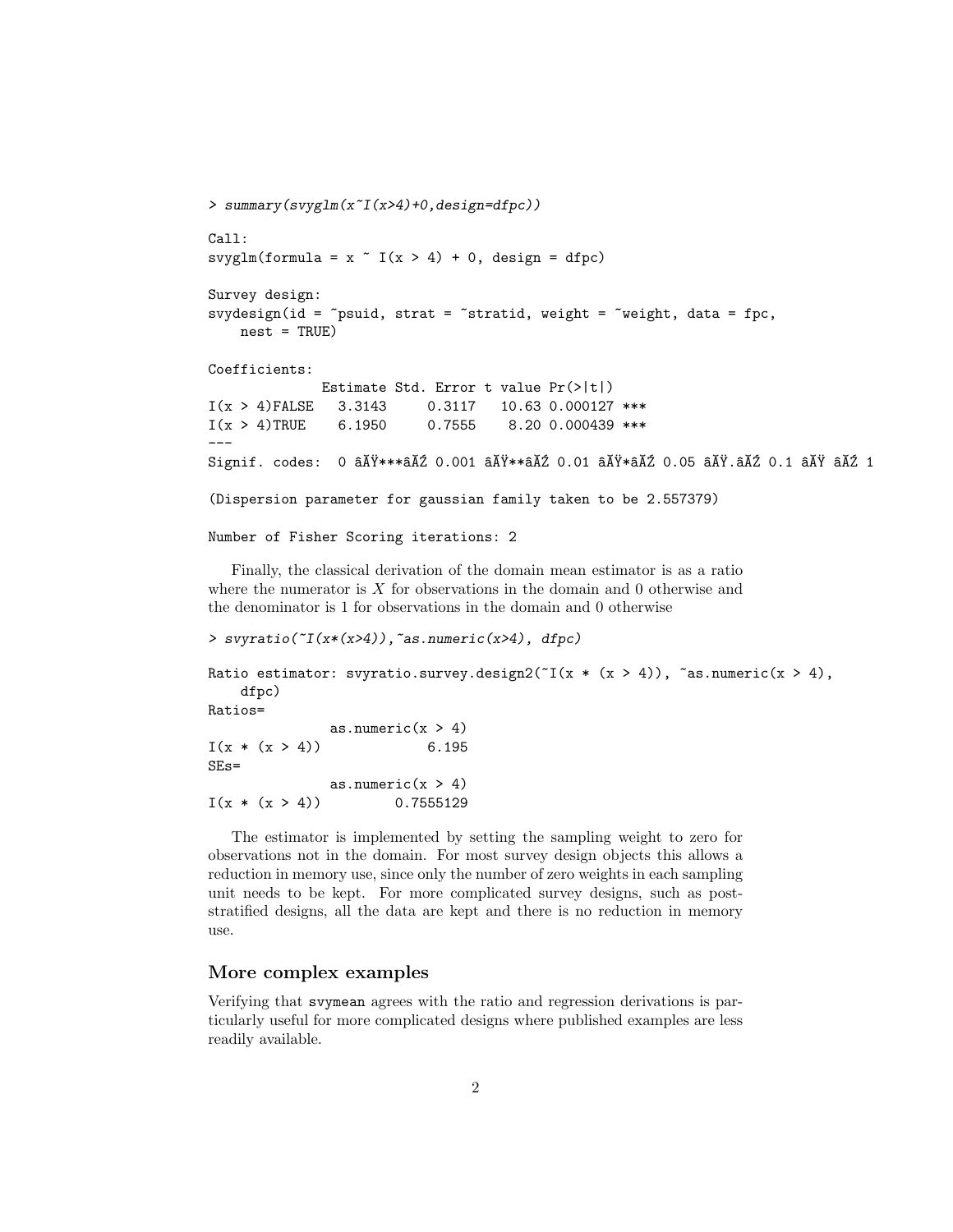```
> summary(svyglm(x~I(x>4)+0,design=dfpc))

Call:
svyglm(formula = x ~ I(x > 4) + 0, design = dfpc)

Survey design:
svydesign(id = ~psuid, strat = ~stratid, weight = ~weight, data = fpc,
    nest = TRUE)

Coefficients:
             Estimate Std. Error t value Pr(>|t|)
I(x > 4)FALSE   3.3143     0.3117   10.63 0.000127 ***
I(x > 4)TRUE    6.1950     0.7555    8.20 0.000439 ***
---
Signif. codes:  0 âĂŸ***âĂŹ 0.001 âĂŸ**âĂŹ 0.01 âĂŸ*âĂŹ 0.05 âĂŸ.âĂŹ 0.1 âĂŸ âĂŹ 1

(Dispersion parameter for gaussian family taken to be 2.557379)

Number of Fisher Scoring iterations: 2
```

Finally, the classical derivation of the domain mean estimator is as a ratio where the numerator is $X$ for observations in the domain and 0 otherwise and the denominator is 1 for observations in the domain and 0 otherwise

```
> svyratio(~I(x*(x>4)),~as.numeric(x>4), dfpc)

Ratio estimator: svyratio.survey.design2(~I(x * (x > 4)), ~as.numeric(x > 4),
    dfpc)
Ratios=
             as.numeric(x > 4)
I(x * (x > 4))             6.195
SEs=
             as.numeric(x > 4)
I(x * (x > 4))         0.7555129
```

The estimator is implemented by setting the sampling weight to zero for observations not in the domain. For most survey design objects this allows a reduction in memory use, since only the number of zero weights in each sampling unit needs to be kept. For more complicated survey designs, such as post-stratified designs, all the data are kept and there is no reduction in memory use.

## More complex examples

Verifying that svymean agrees with the ratio and regression derivations is particularly useful for more complicated designs where published examples are less readily available.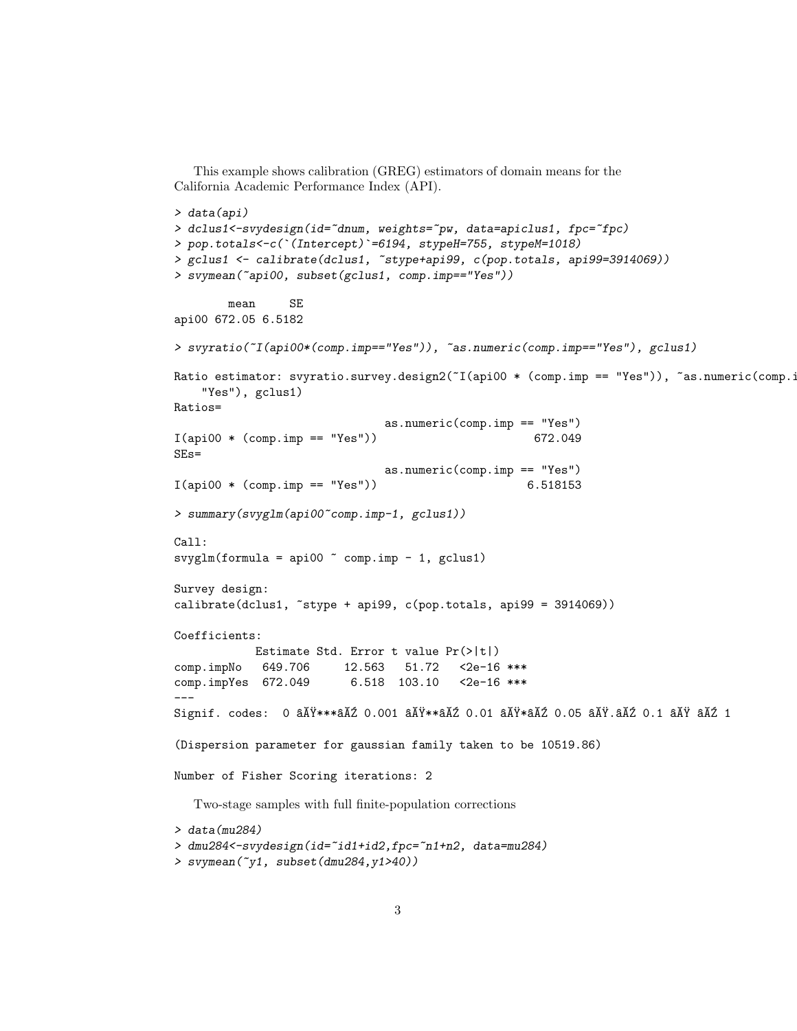This example shows calibration (GREG) estimators of domain means for the California Academic Performance Index (API).

```
> data(api)
> dclus1<-svydesign(id=~dnum, weights=~pw, data=apiclus1, fpc=~fpc)
> pop.totals<-c(`(Intercept)`=6194, stypeH=755, stypeM=1018)
> gclus1 <- calibrate(dclus1, ~stype+api99, c(pop.totals, api99=3914069))
> svymean(~api00, subset(gclus1, comp.imp=="Yes"))

        mean     SE
api00 672.05 6.5182

> svyratio(~I(api00*(comp.imp=="Yes")), ~as.numeric(comp.imp=="Yes"), gclus1)

Ratio estimator: svyratio.survey.design2(~I(api00 * (comp.imp == "Yes")), ~as.numeric(comp.i
    "Yes"), gclus1)
Ratios=
                               as.numeric(comp.imp == "Yes")
I(api00 * (comp.imp == "Yes"))                       672.049
SEs=
                               as.numeric(comp.imp == "Yes")
I(api00 * (comp.imp == "Yes"))                      6.518153

> summary(svyglm(api00~comp.imp-1, gclus1))

Call:
svyglm(formula = api00 ~ comp.imp - 1, gclus1)

Survey design:
calibrate(dclus1, ~stype + api99, c(pop.totals, api99 = 3914069))

Coefficients:
            Estimate Std. Error t value Pr(>|t|)
comp.impNo   649.706     12.563   51.72   <2e-16 ***
comp.impYes  672.049      6.518  103.10   <2e-16 ***
---
Signif. codes:  0 âĂŸ***âĂŹ 0.001 âĂŸ**âĂŹ 0.01 âĂŸ*âĂŹ 0.05 âĂŸ.âĂŹ 0.1 âĂŸ âĂŹ 1

(Dispersion parameter for gaussian family taken to be 10519.86)

Number of Fisher Scoring iterations: 2
```

Two-stage samples with full finite-population corrections

```
> data(mu284)
> dmu284<-svydesign(id=~id1+id2,fpc=~n1+n2, data=mu284)
> svymean(~y1, subset(dmu284,y1>40))
```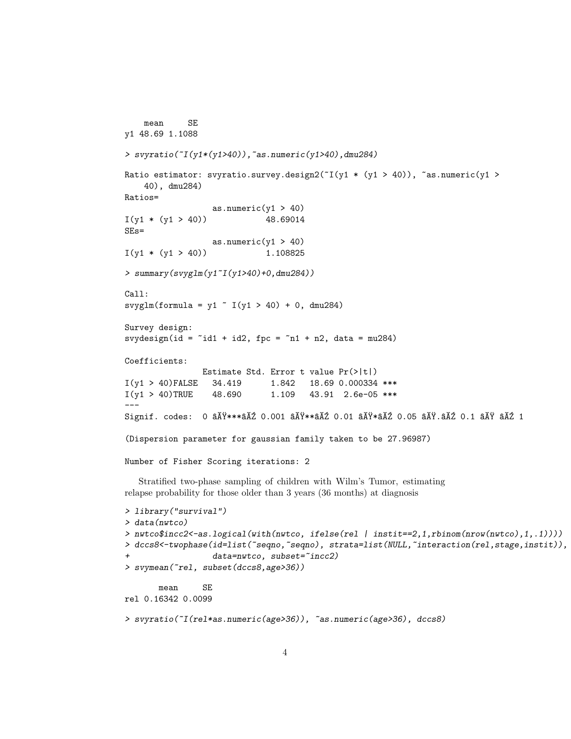```
    mean     SE
y1 48.69 1.1088

> svyratio(~I(y1*(y1>40)),~as.numeric(y1>40),dmu284)

Ratio estimator: svyratio.survey.design2(~I(y1 * (y1 > 40)), ~as.numeric(y1 >
    40), dmu284)
Ratios=
                  as.numeric(y1 > 40)
I(y1 * (y1 > 40))            48.69014
SEs=
                  as.numeric(y1 > 40)
I(y1 * (y1 > 40))            1.108825

> summary(svyglm(y1~I(y1>40)+0,dmu284))

Call:
svyglm(formula = y1 ~ I(y1 > 40) + 0, dmu284)

Survey design:
svydesign(id = ~id1 + id2, fpc = ~n1 + n2, data = mu284)

Coefficients:
                Estimate Std. Error t value Pr(>|t|)
I(y1 > 40)FALSE   34.419      1.842   18.69 0.000334 ***
I(y1 > 40)TRUE    48.690      1.109   43.91  2.6e-05 ***
---
Signif. codes:  0 âĂŸ***âĂŹ 0.001 âĂŸ**âĂŹ 0.01 âĂŸ*âĂŹ 0.05 âĂŸ.âĂŹ 0.1 âĂŸ âĂŹ 1

(Dispersion parameter for gaussian family taken to be 27.96987)

Number of Fisher Scoring iterations: 2
```

Stratified two-phase sampling of children with Wilm's Tumor, estimating relapse probability for those older than 3 years (36 months) at diagnosis

```
> library("survival")
> data(nwtco)
> nwtco$incc2<-as.logical(with(nwtco, ifelse(rel | instit==2,1,rbinom(nrow(nwtco),1,.1))))
> dccs8<-twophase(id=list(~seqno,~seqno), strata=list(NULL,~interaction(rel,stage,instit)),
+                 data=nwtco, subset=~incc2)
> svymean(~rel, subset(dccs8,age>36))

       mean     SE
rel 0.16342 0.0099

> svyratio(~I(rel*as.numeric(age>36)), ~as.numeric(age>36), dccs8)
```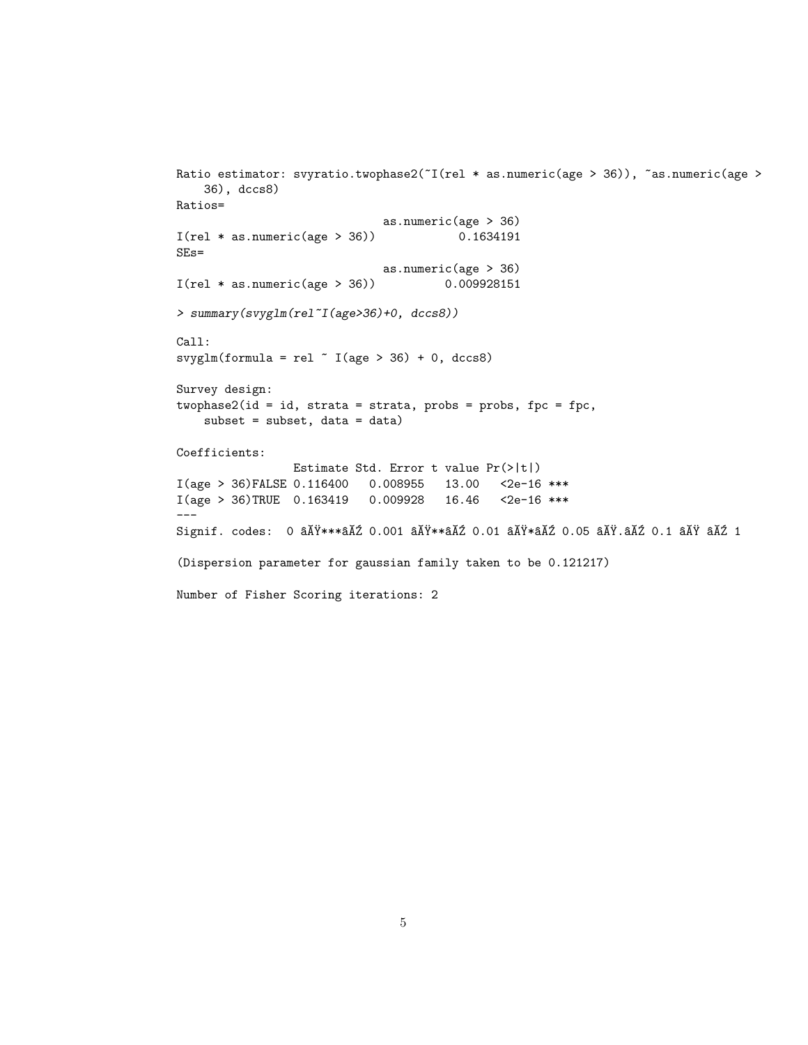```
Ratio estimator: svyratio.twophase2(~I(rel * as.numeric(age > 36)), ~as.numeric(age >
    36), dccs8)
Ratios=
                               as.numeric(age > 36)
I(rel * as.numeric(age > 36))            0.1634191
SEs=
                               as.numeric(age > 36)
I(rel * as.numeric(age > 36))          0.009928151

> summary(svyglm(rel~I(age>36)+0, dccs8))

Call:
svyglm(formula = rel ~ I(age > 36) + 0, dccs8)

Survey design:
twophase2(id = id, strata = strata, probs = probs, fpc = fpc,
    subset = subset, data = data)

Coefficients:
                 Estimate Std. Error t value Pr(>|t|)
I(age > 36)FALSE 0.116400   0.008955   13.00   <2e-16 ***
I(age > 36)TRUE  0.163419   0.009928   16.46   <2e-16 ***
---
Signif. codes:  0 âĂŸ***âĂŹ 0.001 âĂŸ**âĂŹ 0.01 âĂŸ*âĂŹ 0.05 âĂŸ.âĂŹ 0.1 âĂŸ âĂŹ 1

(Dispersion parameter for gaussian family taken to be 0.121217)

Number of Fisher Scoring iterations: 2
```